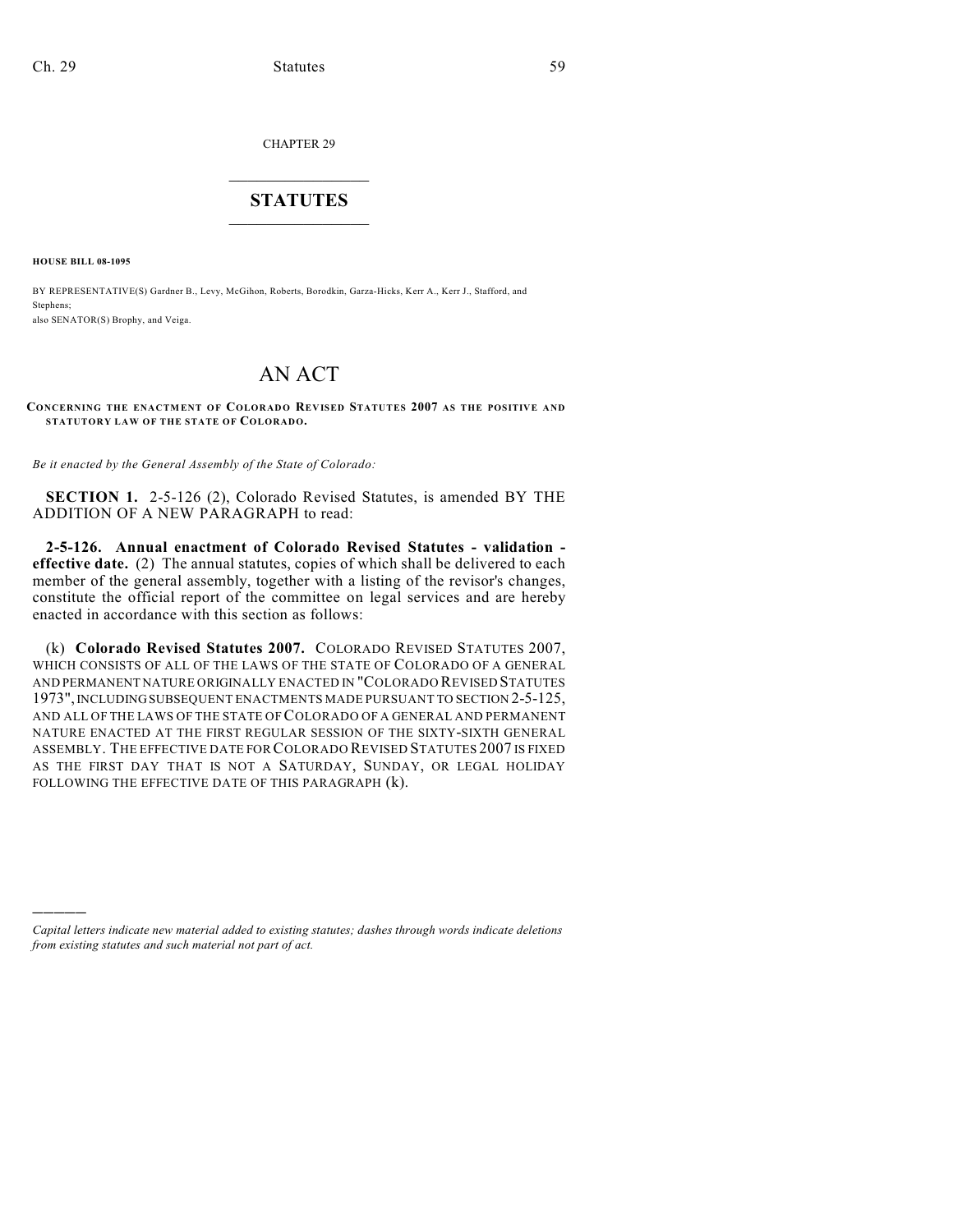CHAPTER 29

# STATUTES

**HOUSE BILL 08-1095**

BY REPRESENTATIVE(S) Gardner B., Levy, McGihon, Roberts, Borodkin, Garza-Hicks, Kerr A., Kerr J., Stafford, and Stephens;
also SENATOR(S) Brophy, and Veiga.

# AN ACT

**CONCERNING THE ENACTMENT OF COLORADO REVISED STATUTES 2007 AS THE POSITIVE AND STATUTORY LAW OF THE STATE OF COLORADO.**

*Be it enacted by the General Assembly of the State of Colorado:*

**SECTION 1.** 2-5-126 (2), Colorado Revised Statutes, is amended BY THE ADDITION OF A NEW PARAGRAPH to read:

**2-5-126. Annual enactment of Colorado Revised Statutes - validation - effective date.** (2) The annual statutes, copies of which shall be delivered to each member of the general assembly, together with a listing of the revisor's changes, constitute the official report of the committee on legal services and are hereby enacted in accordance with this section as follows:

(k) **Colorado Revised Statutes 2007.** COLORADO REVISED STATUTES 2007, WHICH CONSISTS OF ALL OF THE LAWS OF THE STATE OF COLORADO OF A GENERAL AND PERMANENT NATURE ORIGINALLY ENACTED IN "COLORADO REVISED STATUTES 1973", INCLUDING SUBSEQUENT ENACTMENTS MADE PURSUANT TO SECTION 2-5-125, AND ALL OF THE LAWS OF THE STATE OF COLORADO OF A GENERAL AND PERMANENT NATURE ENACTED AT THE FIRST REGULAR SESSION OF THE SIXTY-SIXTH GENERAL ASSEMBLY. THE EFFECTIVE DATE FOR COLORADO REVISED STATUTES 2007 IS FIXED AS THE FIRST DAY THAT IS NOT A SATURDAY, SUNDAY, OR LEGAL HOLIDAY FOLLOWING THE EFFECTIVE DATE OF THIS PARAGRAPH (k).

---

*Capital letters indicate new material added to existing statutes; dashes through words indicate deletions from existing statutes and such material not part of act.*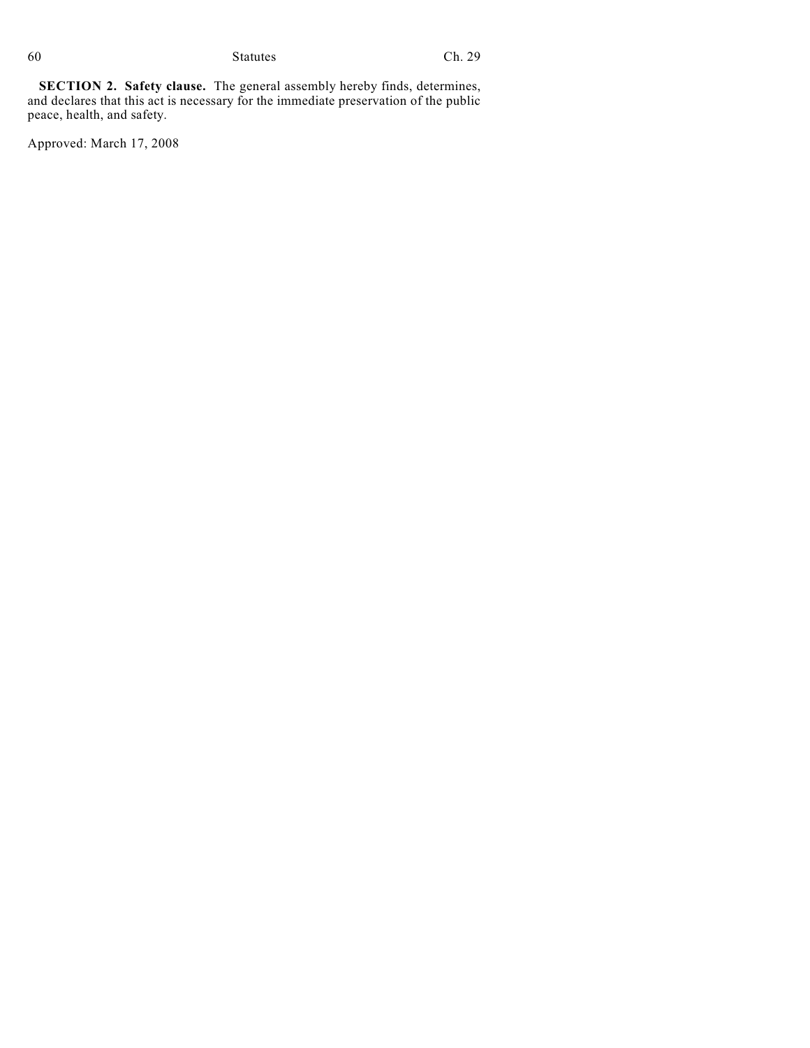**SECTION 2. Safety clause.** The general assembly hereby finds, determines, and declares that this act is necessary for the immediate preservation of the public peace, health, and safety.

Approved: March 17, 2008